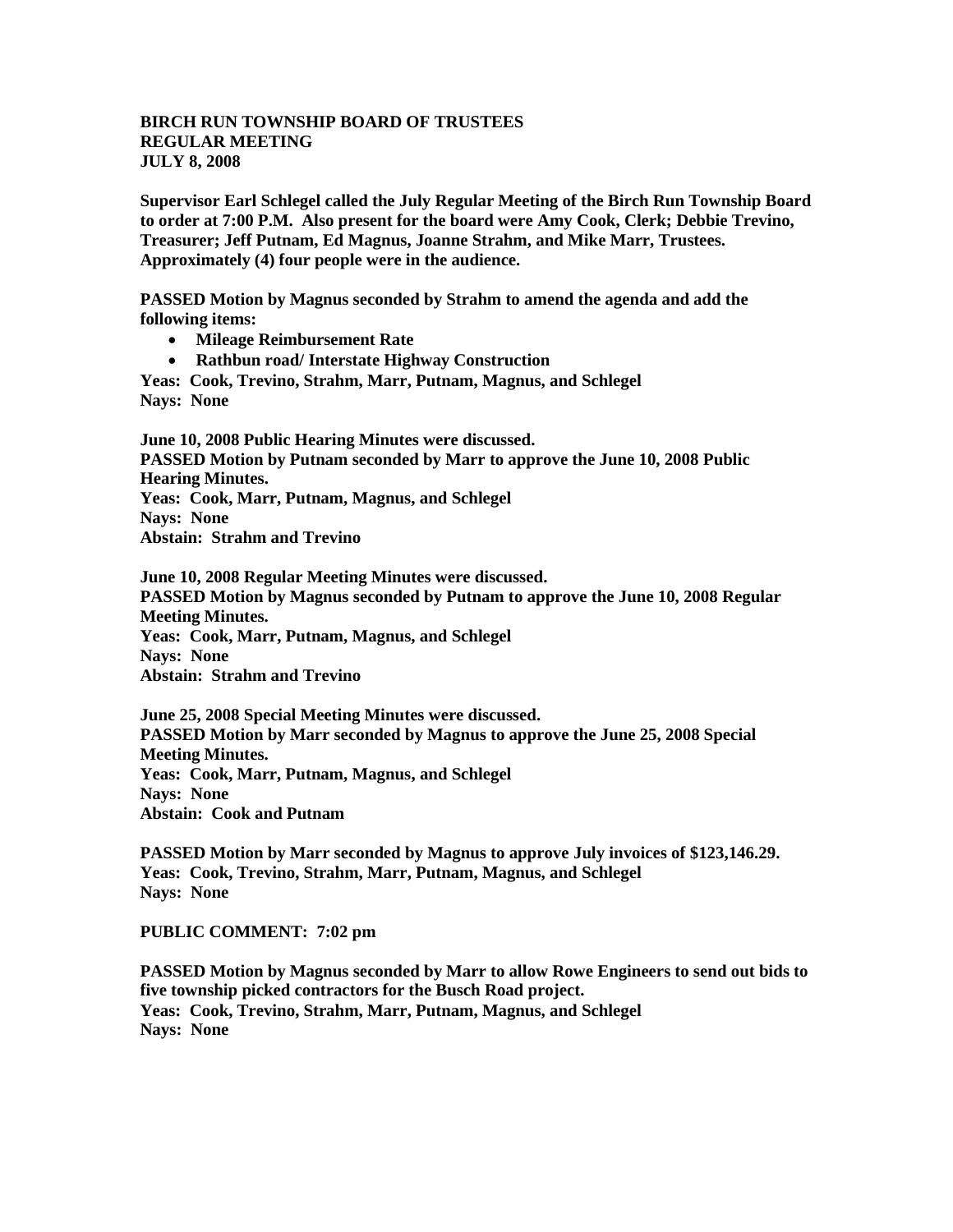**BIRCH RUN TOWNSHIP BOARD OF TRUSTEES**
**REGULAR MEETING**
**JULY 8, 2008**

**Supervisor Earl Schlegel called the July Regular Meeting of the Birch Run Township Board to order at 7:00 P.M. Also present for the board were Amy Cook, Clerk; Debbie Trevino, Treasurer; Jeff Putnam, Ed Magnus, Joanne Strahm, and Mike Marr, Trustees. Approximately (4) four people were in the audience.**

**PASSED Motion by Magnus seconded by Strahm to amend the agenda and add the following items:**

- **Mileage Reimbursement Rate**
- **Rathbun road/ Interstate Highway Construction**

**Yeas: Cook, Trevino, Strahm, Marr, Putnam, Magnus, and Schlegel**
**Nays: None**

**June 10, 2008 Public Hearing Minutes were discussed.**
**PASSED Motion by Putnam seconded by Marr to approve the June 10, 2008 Public Hearing Minutes.**
**Yeas: Cook, Marr, Putnam, Magnus, and Schlegel**
**Nays: None**
**Abstain: Strahm and Trevino**

**June 10, 2008 Regular Meeting Minutes were discussed.**
**PASSED Motion by Magnus seconded by Putnam to approve the June 10, 2008 Regular Meeting Minutes.**
**Yeas: Cook, Marr, Putnam, Magnus, and Schlegel**
**Nays: None**
**Abstain: Strahm and Trevino**

**June 25, 2008 Special Meeting Minutes were discussed.**
**PASSED Motion by Marr seconded by Magnus to approve the June 25, 2008 Special Meeting Minutes.**
**Yeas: Cook, Marr, Putnam, Magnus, and Schlegel**
**Nays: None**
**Abstain: Cook and Putnam**

**PASSED Motion by Marr seconded by Magnus to approve July invoices of $123,146.29.**
**Yeas: Cook, Trevino, Strahm, Marr, Putnam, Magnus, and Schlegel**
**Nays: None**

**PUBLIC COMMENT: 7:02 pm**

**PASSED Motion by Magnus seconded by Marr to allow Rowe Engineers to send out bids to five township picked contractors for the Busch Road project.**
**Yeas: Cook, Trevino, Strahm, Marr, Putnam, Magnus, and Schlegel**
**Nays: None**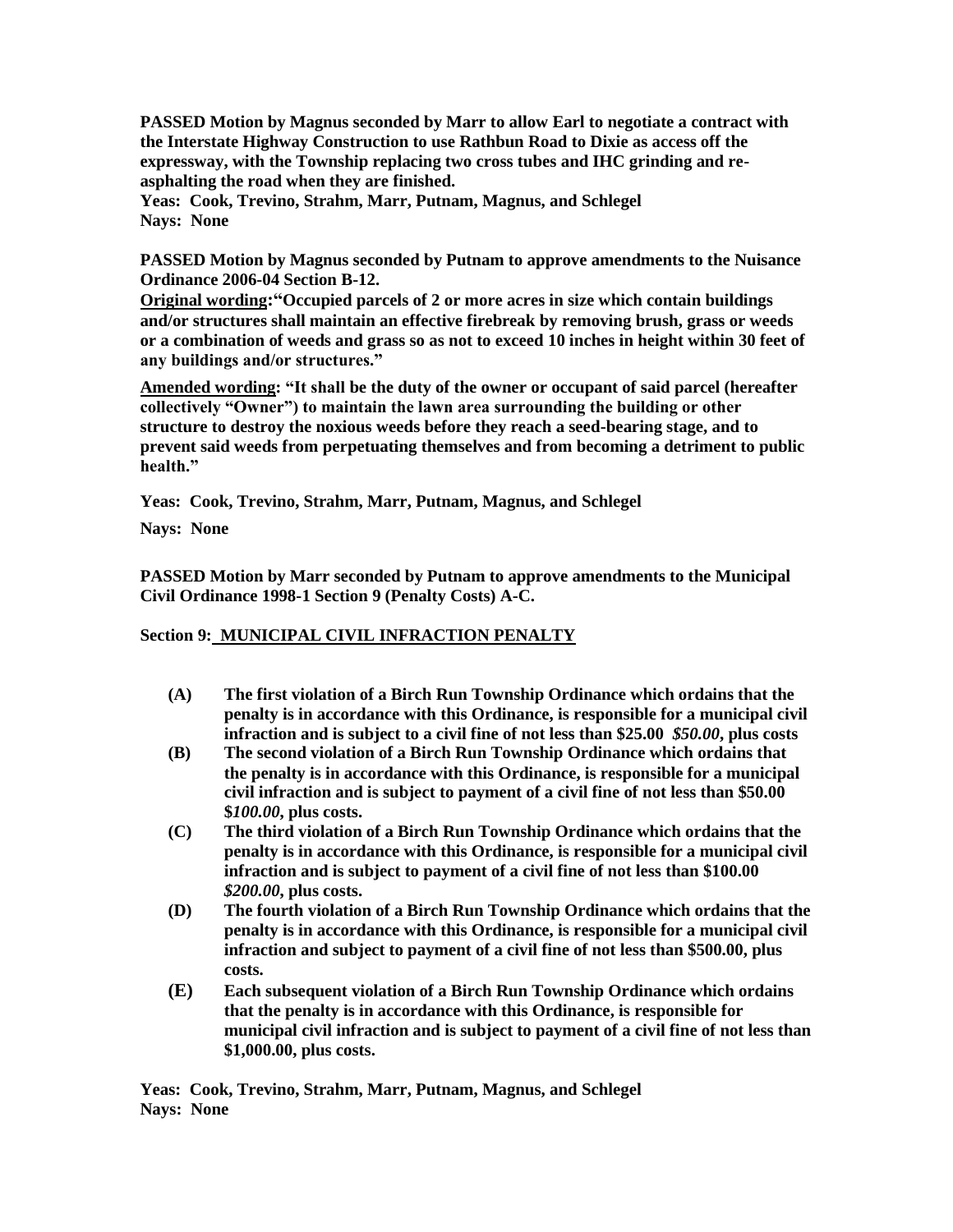**PASSED Motion by Magnus seconded by Marr to allow Earl to negotiate a contract with the Interstate Highway Construction to use Rathbun Road to Dixie as access off the expressway, with the Township replacing two cross tubes and IHC grinding and re-asphalting the road when they are finished.**
**Yeas: Cook, Trevino, Strahm, Marr, Putnam, Magnus, and Schlegel**
**Nays: None**

**PASSED Motion by Magnus seconded by Putnam to approve amendments to the Nuisance Ordinance 2006-04 Section B-12.**
**<u>Original wording</u>:"Occupied parcels of 2 or more acres in size which contain buildings and/or structures shall maintain an effective firebreak by removing brush, grass or weeds or a combination of weeds and grass so as not to exceed 10 inches in height within 30 feet of any buildings and/or structures."**

**<u>Amended wording</u>: "It shall be the duty of the owner or occupant of said parcel (hereafter collectively "Owner") to maintain the lawn area surrounding the building or other structure to destroy the noxious weeds before they reach a seed-bearing stage, and to prevent said weeds from perpetuating themselves and from becoming a detriment to public health."**

**Yeas: Cook, Trevino, Strahm, Marr, Putnam, Magnus, and Schlegel**

**Nays: None**

**PASSED Motion by Marr seconded by Putnam to approve amendments to the Municipal Civil Ordinance 1998-1 Section 9 (Penalty Costs) A-C.**

**Section 9: <u>MUNICIPAL CIVIL INFRACTION PENALTY</u>**

- **(A)** **The first violation of a Birch Run Township Ordinance which ordains that the penalty is in accordance with this Ordinance, is responsible for a municipal civil infraction and is subject to a civil fine of not less than $25.00** ***$50.00*, plus costs**
- **(B)** **The second violation of a Birch Run Township Ordinance which ordains that the penalty is in accordance with this Ordinance, is responsible for a municipal civil infraction and is subject to payment of a civil fine of not less than $50.00 *$100.00*, plus costs.**
- **(C)** **The third violation of a Birch Run Township Ordinance which ordains that the penalty is in accordance with this Ordinance, is responsible for a municipal civil infraction and is subject to payment of a civil fine of not less than $100.00 *$200.00*, plus costs.**
- **(D)** **The fourth violation of a Birch Run Township Ordinance which ordains that the penalty is in accordance with this Ordinance, is responsible for a municipal civil infraction and subject to payment of a civil fine of not less than $500.00, plus costs.**
- **(E)** **Each subsequent violation of a Birch Run Township Ordinance which ordains that the penalty is in accordance with this Ordinance, is responsible for municipal civil infraction and is subject to payment of a civil fine of not less than $1,000.00, plus costs.**

**Yeas: Cook, Trevino, Strahm, Marr, Putnam, Magnus, and Schlegel**
**Nays: None**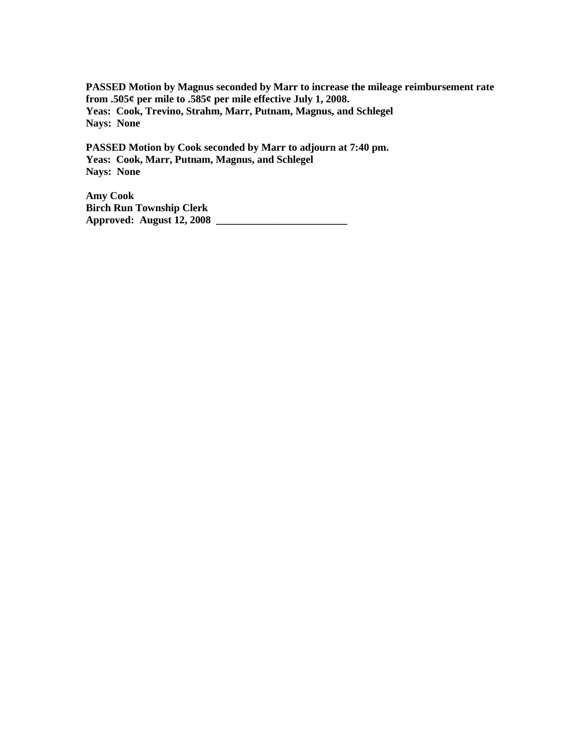**PASSED Motion by Magnus seconded by Marr to increase the mileage reimbursement rate from .505¢ per mile to .585¢ per mile effective July 1, 2008.**
**Yeas: Cook, Trevino, Strahm, Marr, Putnam, Magnus, and Schlegel**
**Nays: None**

**PASSED Motion by Cook seconded by Marr to adjourn at 7:40 pm.**
**Yeas: Cook, Marr, Putnam, Magnus, and Schlegel**
**Nays: None**

**Amy Cook**
**Birch Run Township Clerk**
**Approved: August 12, 2008 _________________________**